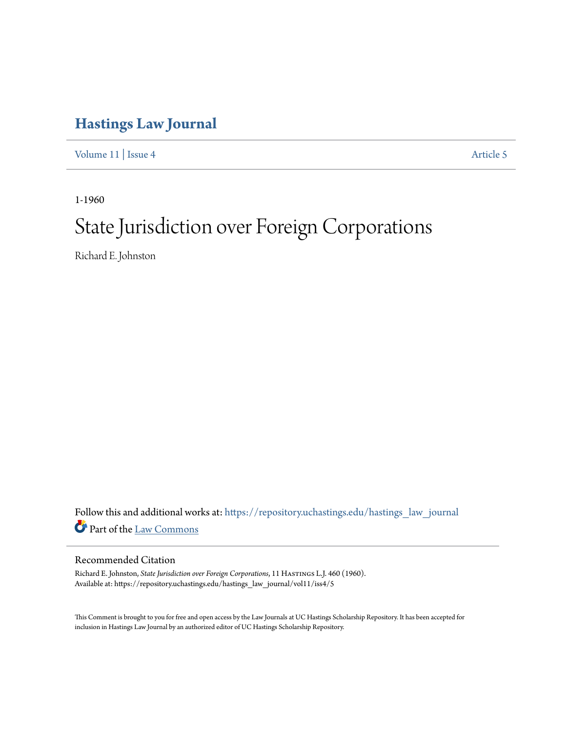# Hastings Law Journal

Volume 11 | Issue 4 Article 5

1-1960

# State Jurisdiction over Foreign Corporations

Richard E. Johnston

Follow this and additional works at: https://repository.uchastings.edu/hastings_law_journal

Part of the Law Commons

## Recommended Citation

Richard E. Johnston, *State Jurisdiction over Foreign Corporations*, 11 Hastings L.J. 460 (1960).
Available at: https://repository.uchastings.edu/hastings_law_journal/vol11/iss4/5

This Comment is brought to you for free and open access by the Law Journals at UC Hastings Scholarship Repository. It has been accepted for inclusion in Hastings Law Journal by an authorized editor of UC Hastings Scholarship Repository.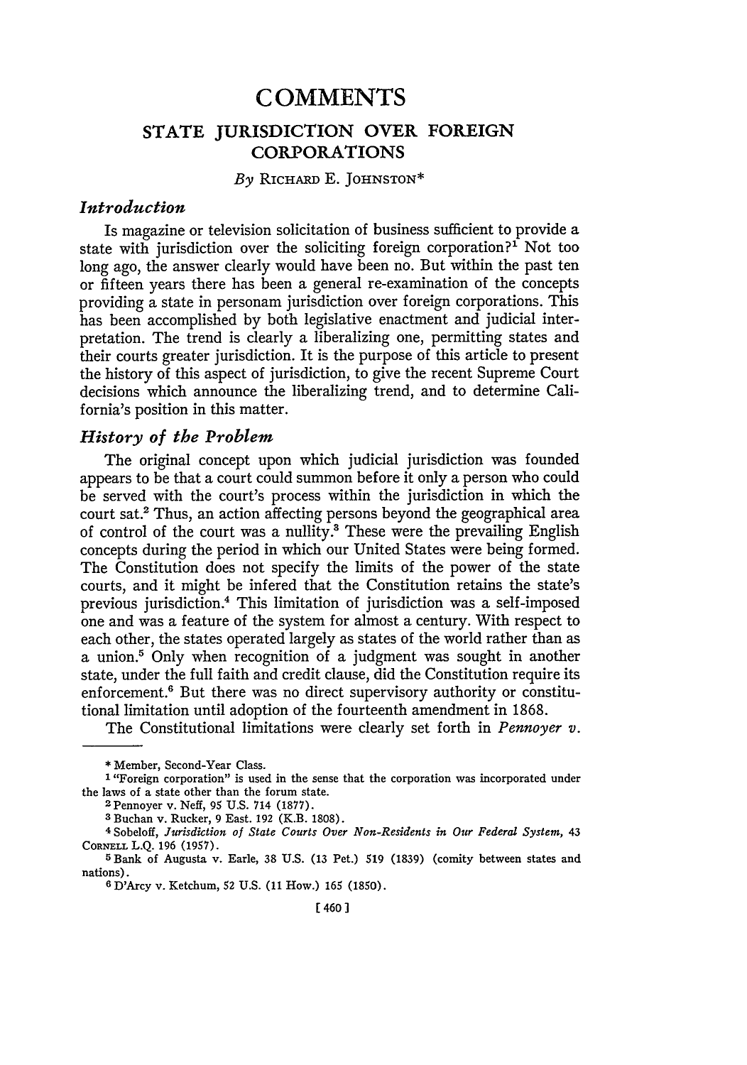# COMMENTS

## STATE JURISDICTION OVER FOREIGN CORPORATIONS

*By* Richard E. Johnston*

### *Introduction*

Is magazine or television solicitation of business sufficient to provide a state with jurisdiction over the soliciting foreign corporation?[1] Not too long ago, the answer clearly would have been no. But within the past ten or fifteen years there has been a general re-examination of the concepts providing a state in personam jurisdiction over foreign corporations. This has been accomplished by both legislative enactment and judicial interpretation. The trend is clearly a liberalizing one, permitting states and their courts greater jurisdiction. It is the purpose of this article to present the history of this aspect of jurisdiction, to give the recent Supreme Court decisions which announce the liberalizing trend, and to determine California's position in this matter.

### *History of the Problem*

The original concept upon which judicial jurisdiction was founded appears to be that a court could summon before it only a person who could be served with the court's process within the jurisdiction in which the court sat.[2] Thus, an action affecting persons beyond the geographical area of control of the court was a nullity.[3] These were the prevailing English concepts during the period in which our United States were being formed. The Constitution does not specify the limits of the power of the state courts, and it might be infered that the Constitution retains the state's previous jurisdiction.[4] This limitation of jurisdiction was a self-imposed one and was a feature of the system for almost a century. With respect to each other, the states operated largely as states of the world rather than as a union.[5] Only when recognition of a judgment was sought in another state, under the full faith and credit clause, did the Constitution require its enforcement.[6] But there was no direct supervisory authority or constitutional limitation until adoption of the fourteenth amendment in 1868.

The Constitutional limitations were clearly set forth in *Pennoyer v.*

---

* Member, Second-Year Class.

[1] "Foreign corporation" is used in the sense that the corporation was incorporated under the laws of a state other than the forum state.

[2] Pennoyer v. Neff, 95 U.S. 714 (1877).

[3] Buchan v. Rucker, 9 East. 192 (K.B. 1808).

[4] Sobeloff, *Jurisdiction of State Courts Over Non-Residents in Our Federal System,* 43 Cornell L.Q. 196 (1957).

[5] Bank of Augusta v. Earle, 38 U.S. (13 Pet.) 519 (1839) (comity between states and nations).

[6] D'Arcy v. Ketchum, 52 U.S. (11 How.) 165 (1850).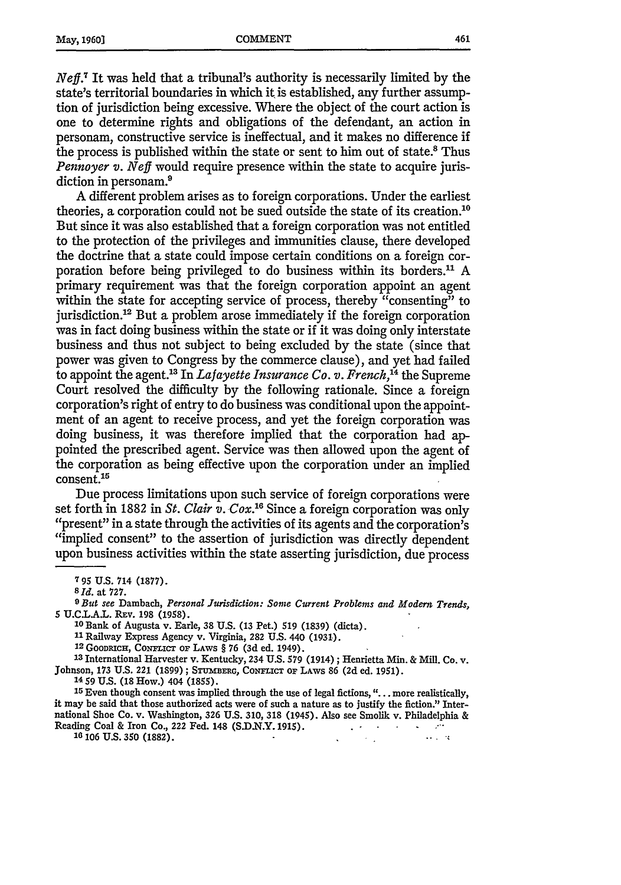*Neff*.[7] It was held that a tribunal's authority is necessarily limited by the state's territorial boundaries in which it is established, any further assumption of jurisdiction being excessive. Where the object of the court action is one to determine rights and obligations of the defendant, an action in personam, constructive service is ineffectual, and it makes no difference if the process is published within the state or sent to him out of state.[8] Thus *Pennoyer v. Neff* would require presence within the state to acquire jurisdiction in personam.[9]

A different problem arises as to foreign corporations. Under the earliest theories, a corporation could not be sued outside the state of its creation.[10] But since it was also established that a foreign corporation was not entitled to the protection of the privileges and immunities clause, there developed the doctrine that a state could impose certain conditions on a foreign corporation before being privileged to do business within its borders.[11] A primary requirement was that the foreign corporation appoint an agent within the state for accepting service of process, thereby "consenting" to jurisdiction.[12] But a problem arose immediately if the foreign corporation was in fact doing business within the state or if it was doing only interstate business and thus not subject to being excluded by the state (since that power was given to Congress by the commerce clause), and yet had failed to appoint the agent.[13] In *Lafayette Insurance Co. v. French*,[14] the Supreme Court resolved the difficulty by the following rationale. Since a foreign corporation's right of entry to do business was conditional upon the appointment of an agent to receive process, and yet the foreign corporation was doing business, it was therefore implied that the corporation had appointed the prescribed agent. Service was then allowed upon the agent of the corporation as being effective upon the corporation under an implied consent.[15]

Due process limitations upon such service of foreign corporations were set forth in 1882 in *St. Clair v. Cox*.[16] Since a foreign corporation was only "present" in a state through the activities of its agents and the corporation's "implied consent" to the assertion of jurisdiction was directly dependent upon business activities within the state asserting jurisdiction, due process

---

[7] 95 U.S. 714 (1877).

[8] *Id.* at 727.

[9] *But see* Dambach, *Personal Jurisdiction: Some Current Problems and Modern Trends*, 5 U.C.L.A.L. Rev. 198 (1958).

[10] Bank of Augusta v. Earle, 38 U.S. (13 Pet.) 519 (1839) (dicta).

[11] Railway Express Agency v. Virginia, 282 U.S. 440 (1931).

[12] Goodrich, Conflict of Laws § 76 (3d ed. 1949).

[13] International Harvester v. Kentucky, 234 U.S. 579 (1914); Henrietta Min. & Mill. Co. v. Johnson, 173 U.S. 221 (1899); Stumberg, Conflict of Laws 86 (2d ed. 1951).

[14] 59 U.S. (18 How.) 404 (1855).

[15] Even though consent was implied through the use of legal fictions, "... more realistically, it may be said that those authorized acts were of such a nature as to justify the fiction." International Shoe Co. v. Washington, 326 U.S. 310, 318 (1945). Also see Smolik v. Philadelphia & Reading Coal & Iron Co., 222 Fed. 148 (S.D.N.Y. 1915).

[16] 106 U.S. 350 (1882).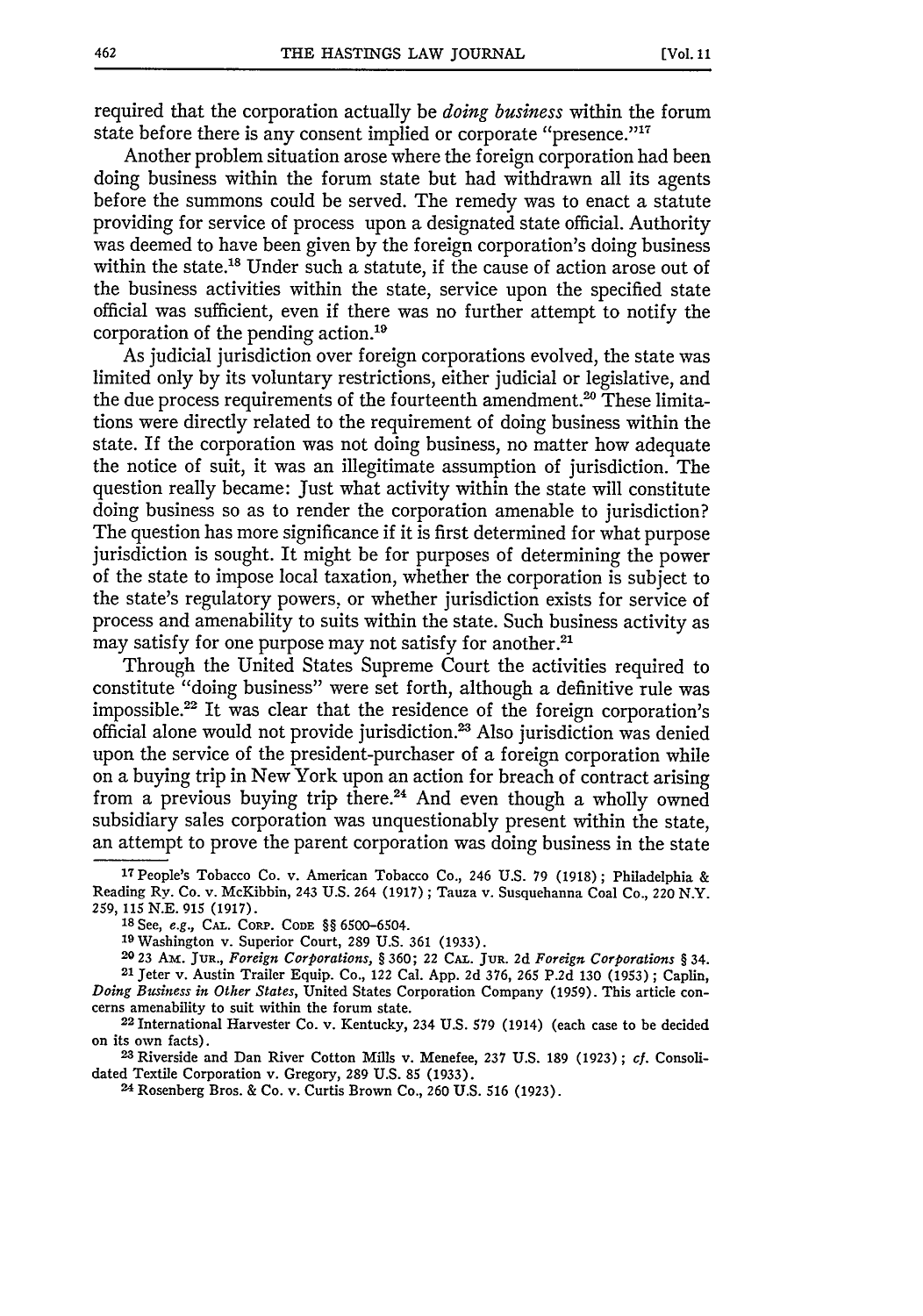required that the corporation actually be *doing business* within the forum state before there is any consent implied or corporate "presence."[17]

Another problem situation arose where the foreign corporation had been doing business within the forum state but had withdrawn all its agents before the summons could be served. The remedy was to enact a statute providing for service of process upon a designated state official. Authority was deemed to have been given by the foreign corporation's doing business within the state.[18] Under such a statute, if the cause of action arose out of the business activities within the state, service upon the specified state official was sufficient, even if there was no further attempt to notify the corporation of the pending action.[19]

As judicial jurisdiction over foreign corporations evolved, the state was limited only by its voluntary restrictions, either judicial or legislative, and the due process requirements of the fourteenth amendment.[20] These limitations were directly related to the requirement of doing business within the state. If the corporation was not doing business, no matter how adequate the notice of suit, it was an illegitimate assumption of jurisdiction. The question really became: Just what activity within the state will constitute doing business so as to render the corporation amenable to jurisdiction? The question has more significance if it is first determined for what purpose jurisdiction is sought. It might be for purposes of determining the power of the state to impose local taxation, whether the corporation is subject to the state's regulatory powers, or whether jurisdiction exists for service of process and amenability to suits within the state. Such business activity as may satisfy for one purpose may not satisfy for another.[21]

Through the United States Supreme Court the activities required to constitute "doing business" were set forth, although a definitive rule was impossible.[22] It was clear that the residence of the foreign corporation's official alone would not provide jurisdiction.[23] Also jurisdiction was denied upon the service of the president-purchaser of a foreign corporation while on a buying trip in New York upon an action for breach of contract arising from a previous buying trip there.[24] And even though a wholly owned subsidiary sales corporation was unquestionably present within the state, an attempt to prove the parent corporation was doing business in the state

---

[17] People's Tobacco Co. v. American Tobacco Co., 246 U.S. 79 (1918); Philadelphia & Reading Ry. Co. v. McKibbin, 243 U.S. 264 (1917); Tauza v. Susquehanna Coal Co., 220 N.Y. 259, 115 N.E. 915 (1917).

[18] See, *e.g.*, CAL. CORP. CODE §§ 6500–6504.

[19] Washington v. Superior Court, 289 U.S. 361 (1933).

[20] 23 AM. JUR., *Foreign Corporations*, § 360; 22 CAL. JUR. 2d *Foreign Corporations* § 34.

[21] Jeter v. Austin Trailer Equip. Co., 122 Cal. App. 2d 376, 265 P.2d 130 (1953); Caplin, *Doing Business in Other States*, United States Corporation Company (1959). This article concerns amenability to suit within the forum state.

[22] International Harvester Co. v. Kentucky, 234 U.S. 579 (1914) (each case to be decided on its own facts).

[23] Riverside and Dan River Cotton Mills v. Menefee, 237 U.S. 189 (1923); *cf.* Consolidated Textile Corporation v. Gregory, 289 U.S. 85 (1933).

[24] Rosenberg Bros. & Co. v. Curtis Brown Co., 260 U.S. 516 (1923).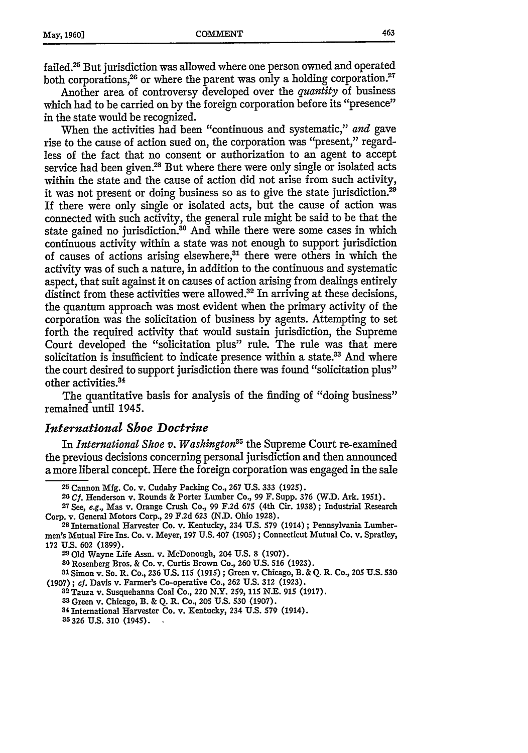failed.[25] But jurisdiction was allowed where one person owned and operated both corporations,[26] or where the parent was only a holding corporation.[27]

Another area of controversy developed over the *quantity* of business which had to be carried on by the foreign corporation before its "presence" in the state would be recognized.

When the activities had been "continuous and systematic," *and* gave rise to the cause of action sued on, the corporation was "present," regardless of the fact that no consent or authorization to an agent to accept service had been given.[28] But where there were only single or isolated acts within the state and the cause of action did not arise from such activity, it was not present or doing business so as to give the state jurisdiction.[29] If there were only single or isolated acts, but the cause of action was connected with such activity, the general rule might be said to be that the state gained no jurisdiction.[30] And while there were some cases in which continuous activity within a state was not enough to support jurisdiction of causes of actions arising elsewhere,[31] there were others in which the activity was of such a nature, in addition to the continuous and systematic aspect, that suit against it on causes of action arising from dealings entirely distinct from these activities were allowed.[32] In arriving at these decisions, the quantum approach was most evident when the primary activity of the corporation was the solicitation of business by agents. Attempting to set forth the required activity that would sustain jurisdiction, the Supreme Court developed the "solicitation plus" rule. The rule was that mere solicitation is insufficient to indicate presence within a state.[33] And where the court desired to support jurisdiction there was found "solicitation plus" other activities.[34]

The quantitative basis for analysis of the finding of "doing business" remained until 1945.

### *International Shoe Doctrine*

In *International Shoe v. Washington*[35] the Supreme Court re-examined the previous decisions concerning personal jurisdiction and then announced a more liberal concept. Here the foreign corporation was engaged in the sale

---

[25] Cannon Mfg. Co. v. Cudahy Packing Co., 267 U.S. 333 (1925).

[26] *Cf.* Henderson v. Rounds & Porter Lumber Co., 99 F. Supp. 376 (W.D. Ark. 1951).

[27] See, *e.g.*, Mas v. Orange Crush Co., 99 F.2d 675 (4th Cir. 1938); Industrial Research Corp. v. General Motors Corp., 29 F.2d 623 (N.D. Ohio 1928).

[28] International Harvester Co. v. Kentucky, 234 U.S. 579 (1914); Pennsylvania Lumbermen's Mutual Fire Ins. Co. v. Meyer, 197 U.S. 407 (1905); Connecticut Mutual Co. v. Spratley, 172 U.S. 602 (1899).

[29] Old Wayne Life Assn. v. McDonough, 204 U.S. 8 (1907).

[30] Rosenberg Bros. & Co. v. Curtis Brown Co., 260 U.S. 516 (1923).

[31] Simon v. So. R. Co., 236 U.S. 115 (1915); Green v. Chicago, B. & Q. R. Co., 205 U.S. 530 (1907); *cf.* Davis v. Farmer's Co-operative Co., 262 U.S. 312 (1923).

[32] Tauza v. Susquehanna Coal Co., 220 N.Y. 259, 115 N.E. 915 (1917).

[33] Green v. Chicago, B. & Q. R. Co., 205 U.S. 530 (1907).

[34] International Harvester Co. v. Kentucky, 234 U.S. 579 (1914).

[35] 326 U.S. 310 (1945).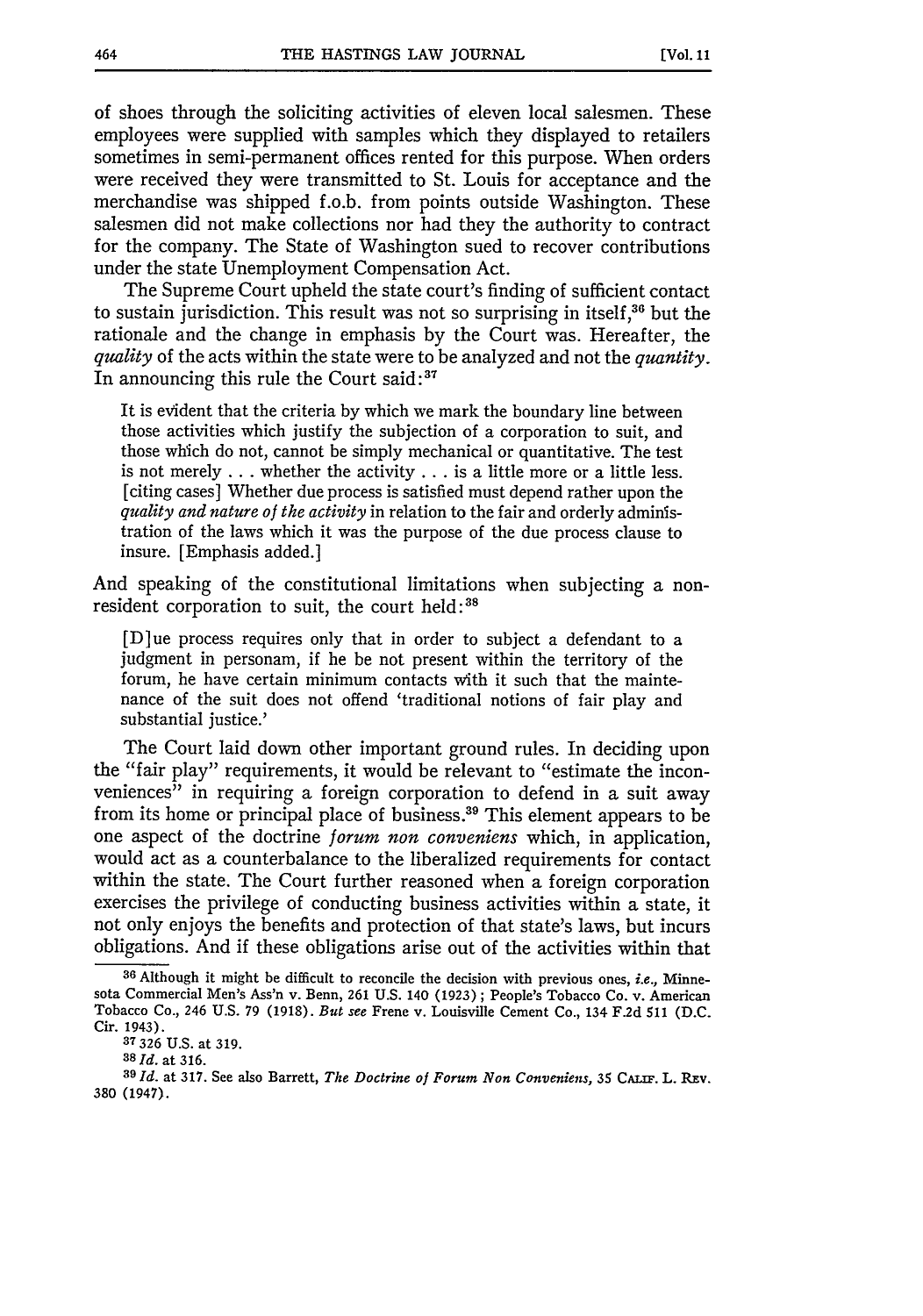of shoes through the soliciting activities of eleven local salesmen. These employees were supplied with samples which they displayed to retailers sometimes in semi-permanent offices rented for this purpose. When orders were received they were transmitted to St. Louis for acceptance and the merchandise was shipped f.o.b. from points outside Washington. These salesmen did not make collections nor had they the authority to contract for the company. The State of Washington sued to recover contributions under the state Unemployment Compensation Act.

The Supreme Court upheld the state court's finding of sufficient contact to sustain jurisdiction. This result was not so surprising in itself,[36] but the rationale and the change in emphasis by the Court was. Hereafter, the *quality* of the acts within the state were to be analyzed and not the *quantity*. In announcing this rule the Court said:[37]

> It is evident that the criteria by which we mark the boundary line between those activities which justify the subjection of a corporation to suit, and those which do not, cannot be simply mechanical or quantitative. The test is not merely . . . whether the activity . . . is a little more or a little less. [citing cases] Whether due process is satisfied must depend rather upon the *quality and nature of the activity* in relation to the fair and orderly administration of the laws which it was the purpose of the due process clause to insure. [Emphasis added.]

And speaking of the constitutional limitations when subjecting a nonresident corporation to suit, the court held:[38]

> [D]ue process requires only that in order to subject a defendant to a judgment in personam, if he be not present within the territory of the forum, he have certain minimum contacts with it such that the maintenance of the suit does not offend 'traditional notions of fair play and substantial justice.'

The Court laid down other important ground rules. In deciding upon the "fair play" requirements, it would be relevant to "estimate the inconveniences" in requiring a foreign corporation to defend in a suit away from its home or principal place of business.[39] This element appears to be one aspect of the doctrine *forum non conveniens* which, in application, would act as a counterbalance to the liberalized requirements for contact within the state. The Court further reasoned when a foreign corporation exercises the privilege of conducting business activities within a state, it not only enjoys the benefits and protection of that state's laws, but incurs obligations. And if these obligations arise out of the activities within that

---

[36] Although it might be difficult to reconcile the decision with previous ones, *i.e.*, Minnesota Commercial Men's Ass'n v. Benn, 261 U.S. 140 (1923); People's Tobacco Co. v. American Tobacco Co., 246 U.S. 79 (1918). *But see* Frene v. Louisville Cement Co., 134 F.2d 511 (D.C. Cir. 1943).

[37] 326 U.S. at 319.

[38] *Id.* at 316.

[39] *Id.* at 317. See also Barrett, *The Doctrine of Forum Non Conveniens*, 35 CALIF. L. REV. 380 (1947).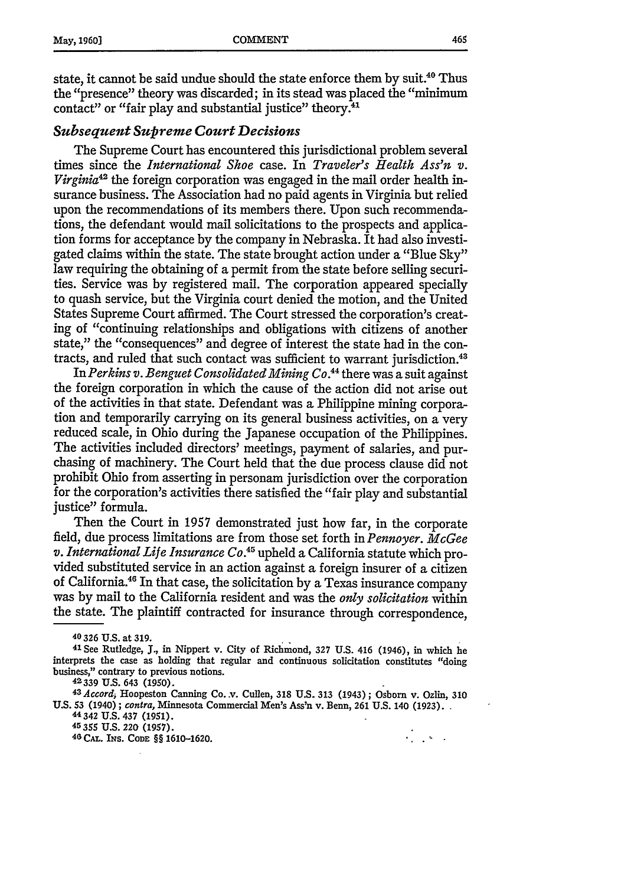state, it cannot be said undue should the state enforce them by suit.[40] Thus the "presence" theory was discarded; in its stead was placed the "minimum contact" or "fair play and substantial justice" theory.[41]

### *Subsequent Supreme Court Decisions*

The Supreme Court has encountered this jurisdictional problem several times since the *International Shoe* case. In *Traveler's Health Ass'n v. Virginia*[42] the foreign corporation was engaged in the mail order health insurance business. The Association had no paid agents in Virginia but relied upon the recommendations of its members there. Upon such recommendations, the defendant would mail solicitations to the prospects and application forms for acceptance by the company in Nebraska. It had also investigated claims within the state. The state brought action under a "Blue Sky" law requiring the obtaining of a permit from the state before selling securities. Service was by registered mail. The corporation appeared specially to quash service, but the Virginia court denied the motion, and the United States Supreme Court affirmed. The Court stressed the corporation's creating of "continuing relationships and obligations with citizens of another state," the "consequences" and degree of interest the state had in the contracts, and ruled that such contact was sufficient to warrant jurisdiction.[43]

In *Perkins v. Benguet Consolidated Mining Co.*[44] there was a suit against the foreign corporation in which the cause of the action did not arise out of the activities in that state. Defendant was a Philippine mining corporation and temporarily carrying on its general business activities, on a very reduced scale, in Ohio during the Japanese occupation of the Philippines. The activities included directors' meetings, payment of salaries, and purchasing of machinery. The Court held that the due process clause did not prohibit Ohio from asserting in personam jurisdiction over the corporation for the corporation's activities there satisfied the "fair play and substantial justice" formula.

Then the Court in 1957 demonstrated just how far, in the corporate field, due process limitations are from those set forth in *Pennoyer*. *McGee v. International Life Insurance Co.*[45] upheld a California statute which provided substituted service in an action against a foreign insurer of a citizen of California.[46] In that case, the solicitation by a Texas insurance company was by mail to the California resident and was the *only solicitation* within the state. The plaintiff contracted for insurance through correspondence,

---

[40] 326 U.S. at 319.

[41] See Rutledge, J., in Nippert v. City of Richmond, 327 U.S. 416 (1946), in which he interprets the case as holding that regular and continuous solicitation constitutes "doing business," contrary to previous notions.

[42] 339 U.S. 643 (1950).

[43] *Accord*, Hoopeston Canning Co. v. Cullen, 318 U.S. 313 (1943); Osborn v. Ozlin, 310 U.S. 53 (1940); *contra*, Minnesota Commercial Men's Ass'n v. Benn, 261 U.S. 140 (1923).

[44] 342 U.S. 437 (1951).

[45] 355 U.S. 220 (1957).

[46] CAL. INS. CODE §§ 1610-1620.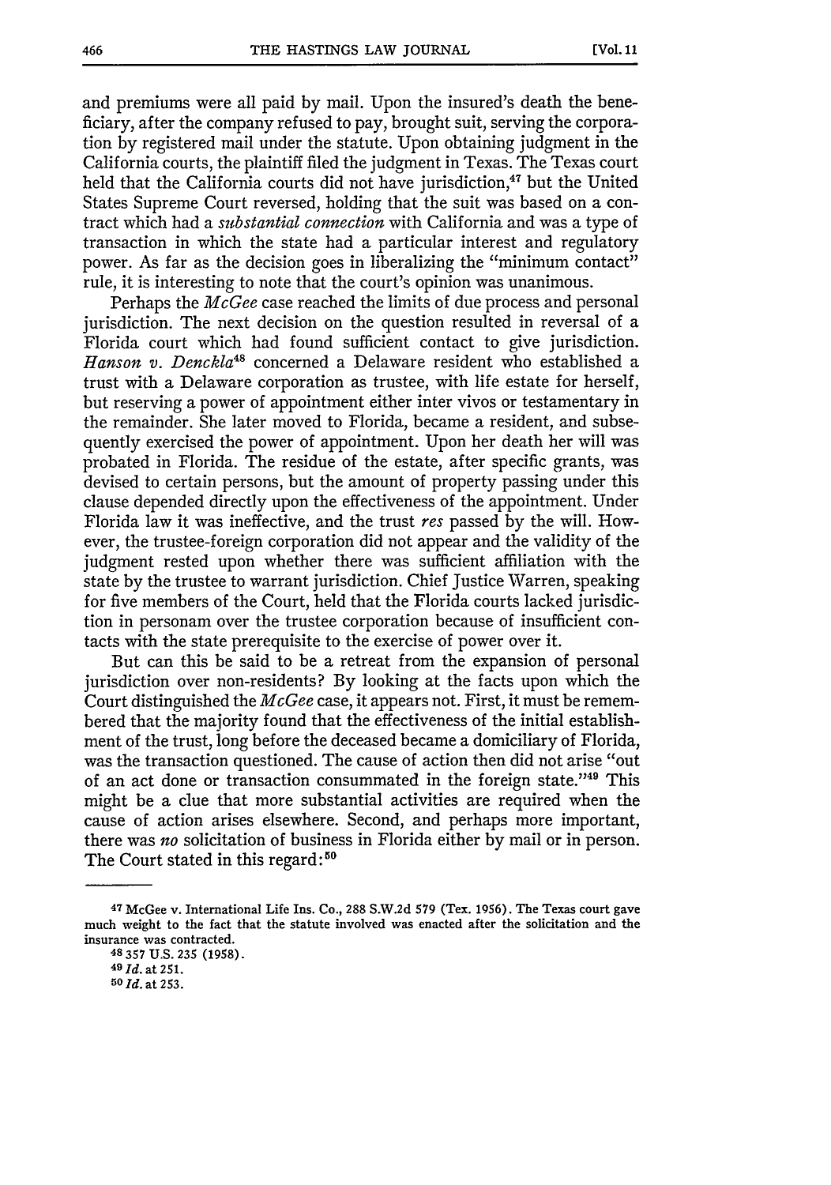and premiums were all paid by mail. Upon the insured's death the beneficiary, after the company refused to pay, brought suit, serving the corporation by registered mail under the statute. Upon obtaining judgment in the California courts, the plaintiff filed the judgment in Texas. The Texas court held that the California courts did not have jurisdiction,[47] but the United States Supreme Court reversed, holding that the suit was based on a contract which had a *substantial connection* with California and was a type of transaction in which the state had a particular interest and regulatory power. As far as the decision goes in liberalizing the "minimum contact" rule, it is interesting to note that the court's opinion was unanimous.

Perhaps the *McGee* case reached the limits of due process and personal jurisdiction. The next decision on the question resulted in reversal of a Florida court which had found sufficient contact to give jurisdiction. *Hanson v. Denckla*[48] concerned a Delaware resident who established a trust with a Delaware corporation as trustee, with life estate for herself, but reserving a power of appointment either inter vivos or testamentary in the remainder. She later moved to Florida, became a resident, and subsequently exercised the power of appointment. Upon her death her will was probated in Florida. The residue of the estate, after specific grants, was devised to certain persons, but the amount of property passing under this clause depended directly upon the effectiveness of the appointment. Under Florida law it was ineffective, and the trust *res* passed by the will. However, the trustee-foreign corporation did not appear and the validity of the judgment rested upon whether there was sufficient affiliation with the state by the trustee to warrant jurisdiction. Chief Justice Warren, speaking for five members of the Court, held that the Florida courts lacked jurisdiction in personam over the trustee corporation because of insufficient contacts with the state prerequisite to the exercise of power over it.

But can this be said to be a retreat from the expansion of personal jurisdiction over non-residents? By looking at the facts upon which the Court distinguished the *McGee* case, it appears not. First, it must be remembered that the majority found that the effectiveness of the initial establishment of the trust, long before the deceased became a domiciliary of Florida, was the transaction questioned. The cause of action then did not arise "out of an act done or transaction consummated in the foreign state."[49] This might be a clue that more substantial activities are required when the cause of action arises elsewhere. Second, and perhaps more important, there was *no* solicitation of business in Florida either by mail or in person. The Court stated in this regard:[50]

---

[47] McGee v. International Life Ins. Co., 288 S.W.2d 579 (Tex. 1956). The Texas court gave much weight to the fact that the statute involved was enacted after the solicitation and the insurance was contracted.

[48] 357 U.S. 235 (1958).

[49] *Id.* at 251.

[50] *Id.* at 253.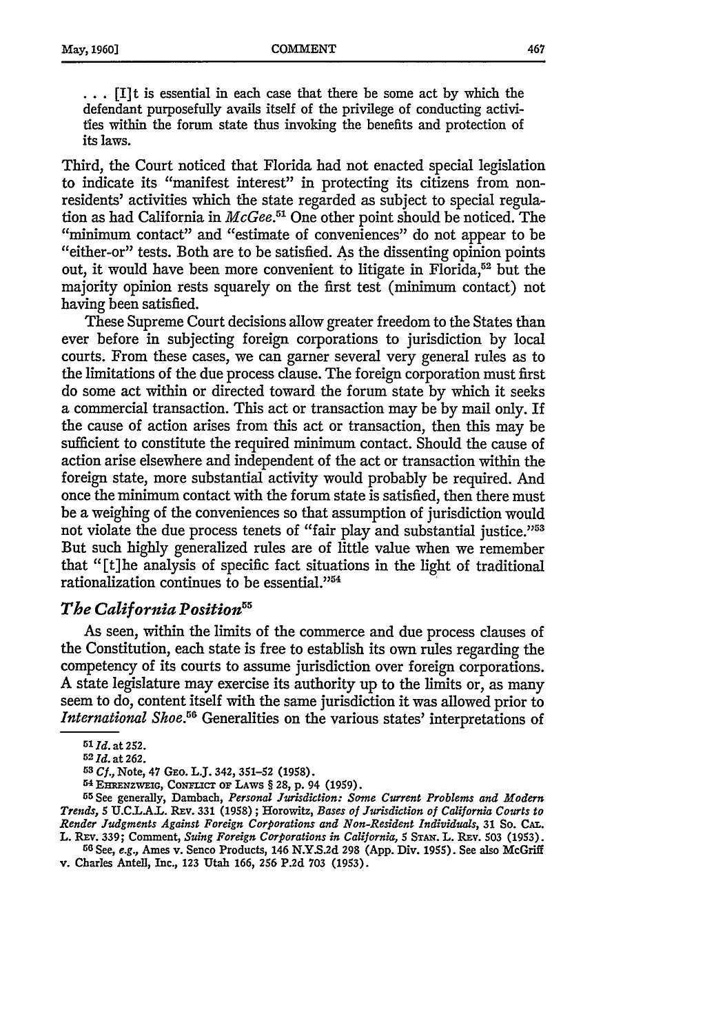. . . [I]t is essential in each case that there be some act by which the defendant purposefully avails itself of the privilege of conducting activities within the forum state thus invoking the benefits and protection of its laws.

Third, the Court noticed that Florida had not enacted special legislation to indicate its "manifest interest" in protecting its citizens from nonresidents' activities which the state regarded as subject to special regulation as had California in *McGee*.[51] One other point should be noticed. The "minimum contact" and "estimate of conveniences" do not appear to be "either-or" tests. Both are to be satisfied. As the dissenting opinion points out, it would have been more convenient to litigate in Florida,[52] but the majority opinion rests squarely on the first test (minimum contact) not having been satisfied.

These Supreme Court decisions allow greater freedom to the States than ever before in subjecting foreign corporations to jurisdiction by local courts. From these cases, we can garner several very general rules as to the limitations of the due process clause. The foreign corporation must first do some act within or directed toward the forum state by which it seeks a commercial transaction. This act or transaction may be by mail only. If the cause of action arises from this act or transaction, then this may be sufficient to constitute the required minimum contact. Should the cause of action arise elsewhere and independent of the act or transaction within the foreign state, more substantial activity would probably be required. And once the minimum contact with the forum state is satisfied, then there must be a weighing of the conveniences so that assumption of jurisdiction would not violate the due process tenets of "fair play and substantial justice."[53] But such highly generalized rules are of little value when we remember that "[t]he analysis of specific fact situations in the light of traditional rationalization continues to be essential."[54]

### *The California Position*[55]

As seen, within the limits of the commerce and due process clauses of the Constitution, each state is free to establish its own rules regarding the competency of its courts to assume jurisdiction over foreign corporations. A state legislature may exercise its authority up to the limits or, as many seem to do, content itself with the same jurisdiction it was allowed prior to *International Shoe*.[56] Generalities on the various states' interpretations of

---

[51] *Id.* at 252.

[52] *Id.* at 262.

[53] *Cf.*, Note, 47 Geo. L.J. 342, 351–52 (1958).

[54] Ehrenzweig, Conflict of Laws § 28, p. 94 (1959).

[55] See generally, Dambach, *Personal Jurisdiction: Some Current Problems and Modern Trends*, 5 U.C.L.A.L. Rev. 331 (1958); Horowitz, *Bases of Jurisdiction of California Courts to Render Judgments Against Foreign Corporations and Non-Resident Individuals*, 31 So. Cal. L. Rev. 339; Comment, *Suing Foreign Corporations in California*, 5 Stan. L. Rev. 503 (1953).

[56] See, *e.g.*, Ames v. Senco Products, 146 N.Y.S.2d 298 (App. Div. 1955). See also McGriff v. Charles Antell, Inc., 123 Utah 166, 256 P.2d 703 (1953).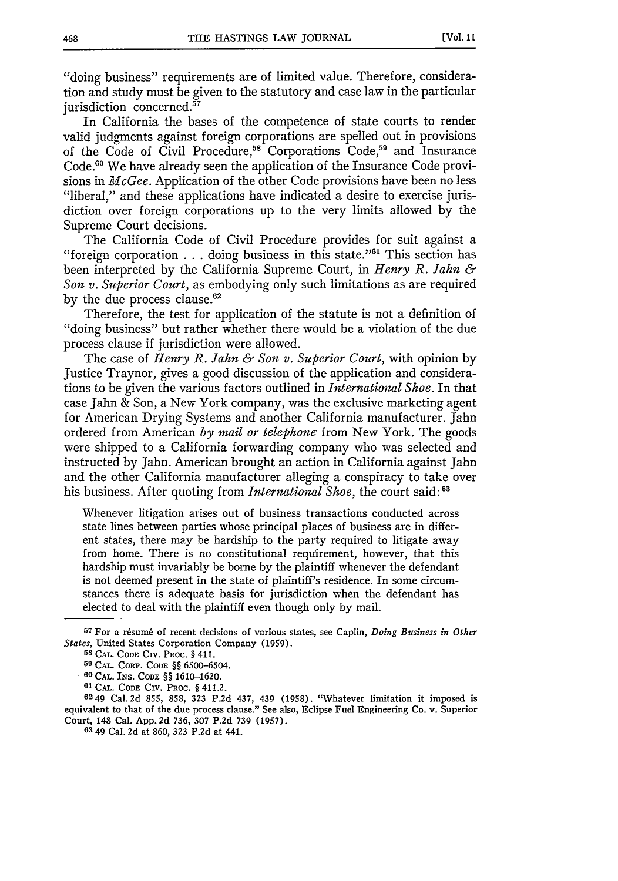"doing business" requirements are of limited value. Therefore, consideration and study must be given to the statutory and case law in the particular jurisdiction concerned.[57]

In California the bases of the competence of state courts to render valid judgments against foreign corporations are spelled out in provisions of the Code of Civil Procedure,[58] Corporations Code,[59] and Insurance Code.[60] We have already seen the application of the Insurance Code provisions in *McGee*. Application of the other Code provisions have been no less "liberal," and these applications have indicated a desire to exercise jurisdiction over foreign corporations up to the very limits allowed by the Supreme Court decisions.

The California Code of Civil Procedure provides for suit against a "foreign corporation . . . doing business in this state."[61] This section has been interpreted by the California Supreme Court, in *Henry R. Jahn & Son v. Superior Court*, as embodying only such limitations as are required by the due process clause.[62]

Therefore, the test for application of the statute is not a definition of "doing business" but rather whether there would be a violation of the due process clause if jurisdiction were allowed.

The case of *Henry R. Jahn & Son v. Superior Court*, with opinion by Justice Traynor, gives a good discussion of the application and considerations to be given the various factors outlined in *International Shoe*. In that case Jahn & Son, a New York company, was the exclusive marketing agent for American Drying Systems and another California manufacturer. Jahn ordered from American *by mail or telephone* from New York. The goods were shipped to a California forwarding company who was selected and instructed by Jahn. American brought an action in California against Jahn and the other California manufacturer alleging a conspiracy to take over his business. After quoting from *International Shoe*, the court said:[63]

> Whenever litigation arises out of business transactions conducted across state lines between parties whose principal places of business are in different states, there may be hardship to the party required to litigate away from home. There is no constitutional requirement, however, that this hardship must invariably be borne by the plaintiff whenever the defendant is not deemed present in the state of plaintiff's residence. In some circumstances there is adequate basis for jurisdiction when the defendant has elected to deal with the plaintiff even though only by mail.

---

[57] For a résumé of recent decisions of various states, see Caplin, *Doing Business in Other States*, United States Corporation Company (1959).

[58] CAL. CODE CIV. PROC. § 411.

[59] CAL. CORP. CODE §§ 6500–6504.

[60] CAL. INS. CODE §§ 1610–1620.

[61] CAL. CODE CIV. PROC. § 411.2.

[62] 49 Cal. 2d 855, 858, 323 P.2d 437, 439 (1958). "Whatever limitation it imposed is equivalent to that of the due process clause." See also, Eclipse Fuel Engineering Co. v. Superior Court, 148 Cal. App. 2d 736, 307 P.2d 739 (1957).

[63] 49 Cal. 2d at 860, 323 P.2d at 441.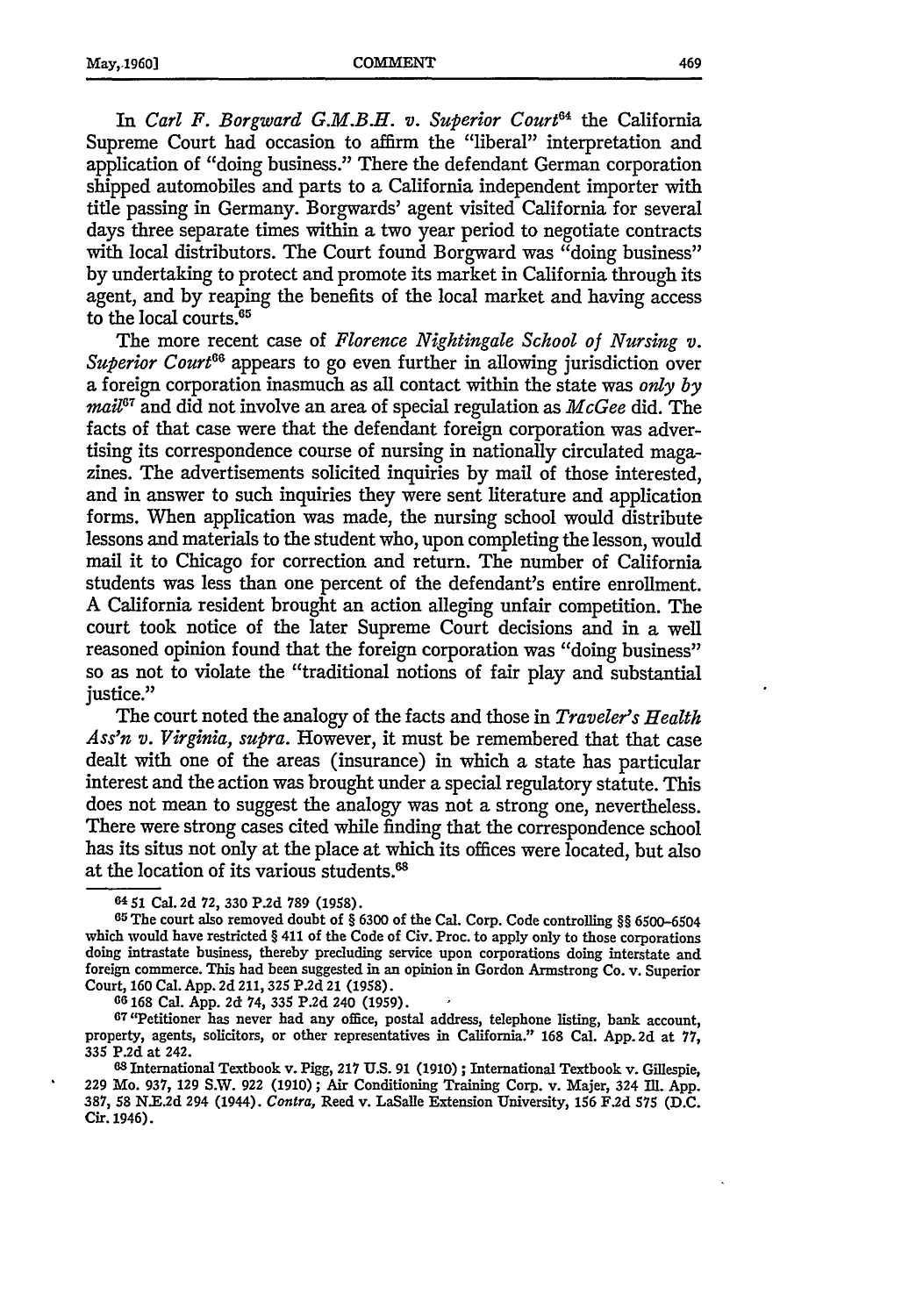In *Carl F. Borgward G.M.B.H. v. Superior Court*[64] the California Supreme Court had occasion to affirm the "liberal" interpretation and application of "doing business." There the defendant German corporation shipped automobiles and parts to a California independent importer with title passing in Germany. Borgwards' agent visited California for several days three separate times within a two year period to negotiate contracts with local distributors. The Court found Borgward was "doing business" by undertaking to protect and promote its market in California through its agent, and by reaping the benefits of the local market and having access to the local courts.[65]

The more recent case of *Florence Nightingale School of Nursing v. Superior Court*[66] appears to go even further in allowing jurisdiction over a foreign corporation inasmuch as all contact within the state was *only by mail*[67] and did not involve an area of special regulation as *McGee* did. The facts of that case were that the defendant foreign corporation was advertising its correspondence course of nursing in nationally circulated magazines. The advertisements solicited inquiries by mail of those interested, and in answer to such inquiries they were sent literature and application forms. When application was made, the nursing school would distribute lessons and materials to the student who, upon completing the lesson, would mail it to Chicago for correction and return. The number of California students was less than one percent of the defendant's entire enrollment. A California resident brought an action alleging unfair competition. The court took notice of the later Supreme Court decisions and in a well reasoned opinion found that the foreign corporation was "doing business" so as not to violate the "traditional notions of fair play and substantial justice."

The court noted the analogy of the facts and those in *Traveler's Health Ass'n v. Virginia, supra*. However, it must be remembered that that case dealt with one of the areas (insurance) in which a state has particular interest and the action was brought under a special regulatory statute. This does not mean to suggest the analogy was not a strong one, nevertheless. There were strong cases cited while finding that the correspondence school has its situs not only at the place at which its offices were located, but also at the location of its various students.[68]

---

[64] 51 Cal. 2d 72, 330 P.2d 789 (1958).

[65] The court also removed doubt of § 6300 of the Cal. Corp. Code controlling §§ 6500–6504 which would have restricted § 411 of the Code of Civ. Proc. to apply only to those corporations doing intrastate business, thereby precluding service upon corporations doing interstate and foreign commerce. This had been suggested in an opinion in Gordon Armstrong Co. v. Superior Court, 160 Cal. App. 2d 211, 325 P.2d 21 (1958).

[66] 168 Cal. App. 2d 74, 335 P.2d 240 (1959).

[67] "Petitioner has never had any office, postal address, telephone listing, bank account, property, agents, solicitors, or other representatives in California." 168 Cal. App. 2d at 77, 335 P.2d at 242.

[68] International Textbook v. Pigg, 217 U.S. 91 (1910); International Textbook v. Gillespie, 229 Mo. 937, 129 S.W. 922 (1910); Air Conditioning Training Corp. v. Majer, 324 Ill. App. 387, 58 N.E.2d 294 (1944). *Contra*, Reed v. LaSalle Extension University, 156 F.2d 575 (D.C. Cir. 1946).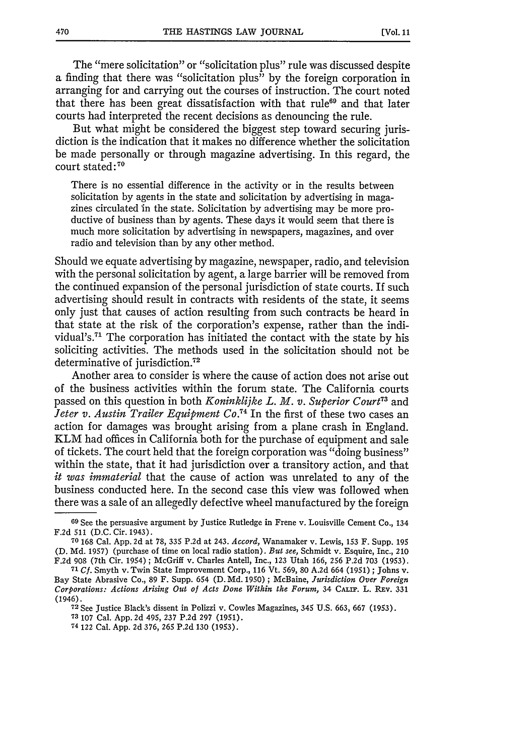The "mere solicitation" or "solicitation plus" rule was discussed despite a finding that there was "solicitation plus" by the foreign corporation in arranging for and carrying out the courses of instruction. The court noted that there has been great dissatisfaction with that rule[69] and that later courts had interpreted the recent decisions as denouncing the rule.

But what might be considered the biggest step toward securing jurisdiction is the indication that it makes no difference whether the solicitation be made personally or through magazine advertising. In this regard, the court stated:[70]

> There is no essential difference in the activity or in the results between solicitation by agents in the state and solicitation by advertising in magazines circulated in the state. Solicitation by advertising may be more productive of business than by agents. These days it would seem that there is much more solicitation by advertising in newspapers, magazines, and over radio and television than by any other method.

Should we equate advertising by magazine, newspaper, radio, and television with the personal solicitation by agent, a large barrier will be removed from the continued expansion of the personal jurisdiction of state courts. If such advertising should result in contracts with residents of the state, it seems only just that causes of action resulting from such contracts be heard in that state at the risk of the corporation's expense, rather than the individual's.[71] The corporation has initiated the contact with the state by his soliciting activities. The methods used in the solicitation should not be determinative of jurisdiction.[72]

Another area to consider is where the cause of action does not arise out of the business activities within the forum state. The California courts passed on this question in both *Koninklijke L. M. v. Superior Court*[73] and *Jeter v. Austin Trailer Equipment Co.*[74] In the first of these two cases an action for damages was brought arising from a plane crash in England. KLM had offices in California both for the purchase of equipment and sale of tickets. The court held that the foreign corporation was "doing business" within the state, that it had jurisdiction over a transitory action, and that *it was immaterial* that the cause of action was unrelated to any of the business conducted here. In the second case this view was followed when there was a sale of an allegedly defective wheel manufactured by the foreign

---

[69] See the persuasive argument by Justice Rutledge in Frene v. Louisville Cement Co., 134 F.2d 511 (D.C. Cir. 1943).

[70] 168 Cal. App. 2d at 78, 335 P.2d at 243. *Accord*, Wanamaker v. Lewis, 153 F. Supp. 195 (D. Md. 1957) (purchase of time on local radio station). *But see*, Schmidt v. Esquire, Inc., 210 F.2d 908 (7th Cir. 1954); McGriff v. Charles Antell, Inc., 123 Utah 166, 256 P.2d 703 (1953).

[71] *Cf.* Smyth v. Twin State Improvement Corp., 116 Vt. 569, 80 A.2d 664 (1951); Johns v. Bay State Abrasive Co., 89 F. Supp. 654 (D. Md. 1950); McBaine, *Jurisdiction Over Foreign Corporations: Actions Arising Out of Acts Done Within the Forum*, 34 CALIF. L. REV. 331 (1946).

[72] See Justice Black's dissent in Polizzi v. Cowles Magazines, 345 U.S. 663, 667 (1953).

[73] 107 Cal. App. 2d 495, 237 P.2d 297 (1951).

[74] 122 Cal. App. 2d 376, 265 P.2d 130 (1953).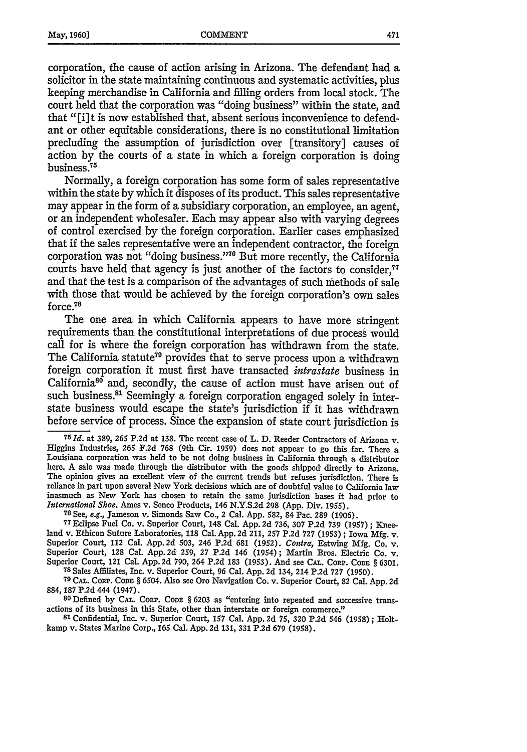corporation, the cause of action arising in Arizona. The defendant had a solicitor in the state maintaining continuous and systematic activities, plus keeping merchandise in California and filling orders from local stock. The court held that the corporation was "doing business" within the state, and that "[i]t is now established that, absent serious inconvenience to defendant or other equitable considerations, there is no constitutional limitation precluding the assumption of jurisdiction over [transitory] causes of action by the courts of a state in which a foreign corporation is doing business.[75]

Normally, a foreign corporation has some form of sales representative within the state by which it disposes of its product. This sales representative may appear in the form of a subsidiary corporation, an employee, an agent, or an independent wholesaler. Each may appear also with varying degrees of control exercised by the foreign corporation. Earlier cases emphasized that if the sales representative were an independent contractor, the foreign corporation was not "doing business."[76] But more recently, the California courts have held that agency is just another of the factors to consider,[77] and that the test is a comparison of the advantages of such methods of sale with those that would be achieved by the foreign corporation's own sales force.[78]

The one area in which California appears to have more stringent requirements than the constitutional interpretations of due process would call for is where the foreign corporation has withdrawn from the state. The California statute[79] provides that to serve process upon a withdrawn foreign corporation it must first have transacted *intrastate* business in California[80] and, secondly, the cause of action must have arisen out of such business.[81] Seemingly a foreign corporation engaged solely in interstate business would escape the state's jurisdiction if it has withdrawn before service of process. Since the expansion of state court jurisdiction is

---

[75] *Id.* at 389, 265 P.2d at 138. The recent case of L. D. Reeder Contractors of Arizona v. Higgins Industries, 265 F.2d 768 (9th Cir. 1959) does not appear to go this far. There a Louisiana corporation was held to be not doing business in California through a distributor here. A sale was made through the distributor with the goods shipped directly to Arizona. The opinion gives an excellent view of the current trends but refuses jurisdiction. There is reliance in part upon several New York decisions which are of doubtful value to California law inasmuch as New York has chosen to retain the same jurisdiction bases it had prior to *International Shoe.* Ames v. Senco Products, 146 N.Y.S.2d 298 (App. Div. 1955).

[76] See, *e.g.,* Jameson v. Simonds Saw Co., 2 Cal. App. 582, 84 Pac. 289 (1906).

[77] Eclipse Fuel Co. v. Superior Court, 148 Cal. App. 2d 736, 307 P.2d 739 (1957); Kneeland v. Ethicon Suture Laboratories, 118 Cal. App. 2d 211, 257 P.2d 727 (1953); Iowa Mfg. v. Superior Court, 112 Cal. App. 2d 503, 246 P.2d 681 (1952). *Contra,* Estwing Mfg. Co. v. Superior Court, 128 Cal. App. 2d 259, 27 P.2d 146 (1954); Martin Bros. Electric Co. v. Superior Court, 121 Cal. App. 2d 790, 264 P.2d 183 (1953). And see CAL. CORP. CODE § 6301.

[78] Sales Affiliates, Inc. v. Superior Court, 96 Cal. App. 2d 134, 214 P.2d 727 (1950).

[79] CAL. CORP. CODE § 6504. Also see Oro Navigation Co. v. Superior Court, 82 Cal. App. 2d 884, 187 P.2d 444 (1947).

[80] Defined by CAL. CORP. CODE § 6203 as "entering into repeated and successive transactions of its business in this State, other than interstate or foreign commerce."

[81] Confidential, Inc. v. Superior Court, 157 Cal. App. 2d 75, 320 P.2d 546 (1958); Holtkamp v. States Marine Corp., 165 Cal. App. 2d 131, 331 P.2d 679 (1958).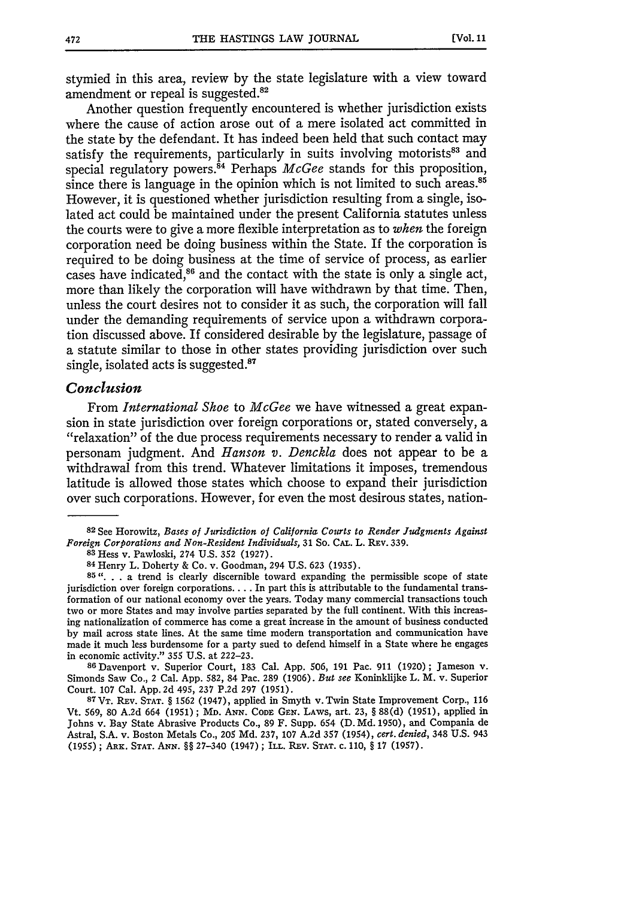stymied in this area, review by the state legislature with a view toward amendment or repeal is suggested.[82]

Another question frequently encountered is whether jurisdiction exists where the cause of action arose out of a mere isolated act committed in the state by the defendant. It has indeed been held that such contact may satisfy the requirements, particularly in suits involving motorists[83] and special regulatory powers.[84] Perhaps *McGee* stands for this proposition, since there is language in the opinion which is not limited to such areas.[85] However, it is questioned whether jurisdiction resulting from a single, isolated act could be maintained under the present California statutes unless the courts were to give a more flexible interpretation as to *when* the foreign corporation need be doing business within the State. If the corporation is required to be doing business at the time of service of process, as earlier cases have indicated,[86] and the contact with the state is only a single act, more than likely the corporation will have withdrawn by that time. Then, unless the court desires not to consider it as such, the corporation will fall under the demanding requirements of service upon a withdrawn corporation discussed above. If considered desirable by the legislature, passage of a statute similar to those in other states providing jurisdiction over such single, isolated acts is suggested.[87]

### *Conclusion*

From *International Shoe* to *McGee* we have witnessed a great expansion in state jurisdiction over foreign corporations or, stated conversely, a "relaxation" of the due process requirements necessary to render a valid in personam judgment. And *Hanson v. Denckla* does not appear to be a withdrawal from this trend. Whatever limitations it imposes, tremendous latitude is allowed those states which choose to expand their jurisdiction over such corporations. However, for even the most desirous states, nation-

---

[82] See Horowitz, *Bases of Jurisdiction of California Courts to Render Judgments Against Foreign Corporations and Non-Resident Individuals,* 31 So. Cal. L. Rev. 339.

[83] Hess v. Pawloski, 274 U.S. 352 (1927).

[84] Henry L. Doherty & Co. v. Goodman, 294 U.S. 623 (1935).

[85] ". . . a trend is clearly discernible toward expanding the permissible scope of state jurisdiction over foreign corporations. . . . In part this is attributable to the fundamental transformation of our national economy over the years. Today many commercial transactions touch two or more States and may involve parties separated by the full continent. With this increasing nationalization of commerce has come a great increase in the amount of business conducted by mail across state lines. At the same time modern transportation and communication have made it much less burdensome for a party sued to defend himself in a State where he engages in economic activity." 355 U.S. at 222–23.

[86] Davenport v. Superior Court, 183 Cal. App. 506, 191 Pac. 911 (1920); Jameson v. Simonds Saw Co., 2 Cal. App. 582, 84 Pac. 289 (1906). *But see* Koninklijke L. M. v. Superior Court. 107 Cal. App. 2d 495, 237 P.2d 297 (1951).

[87] Vt. Rev. Stat. § 1562 (1947), applied in Smyth v. Twin State Improvement Corp., 116 Vt. 569, 80 A.2d 664 (1951); Md. Ann. Code Gen. Laws, art. 23, § 88(d) (1951), applied in Johns v. Bay State Abrasive Products Co., 89 F. Supp. 654 (D. Md. 1950), and Compania de Astral, S.A. v. Boston Metals Co., 205 Md. 237, 107 A.2d 357 (1954), *cert. denied*, 348 U.S. 943 (1955); Ark. Stat. Ann. §§ 27–340 (1947); Ill. Rev. Stat. c. 110, § 17 (1957).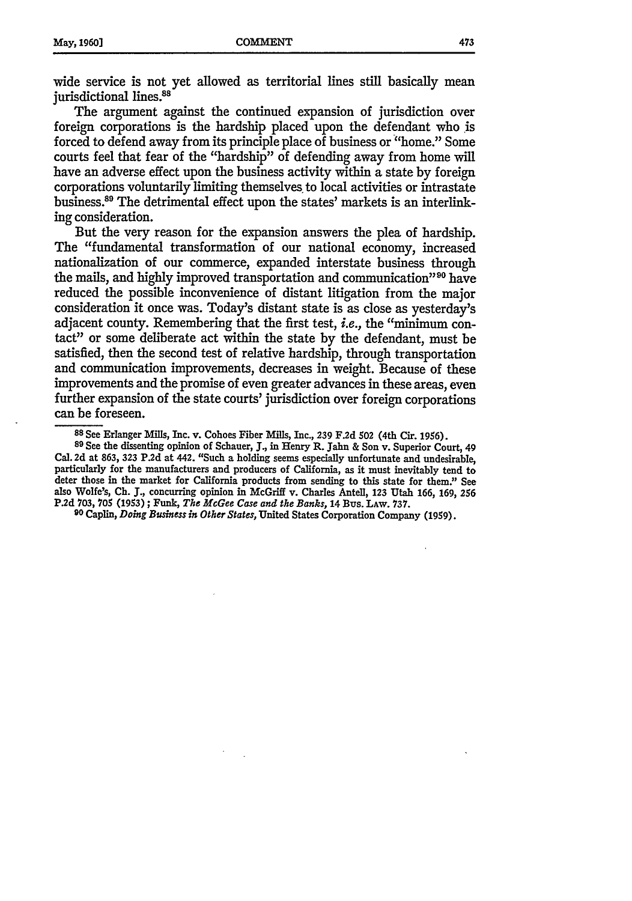wide service is not yet allowed as territorial lines still basically mean jurisdictional lines.[88]

The argument against the continued expansion of jurisdiction over foreign corporations is the hardship placed upon the defendant who is forced to defend away from its principle place of business or "home." Some courts feel that fear of the "hardship" of defending away from home will have an adverse effect upon the business activity within a state by foreign corporations voluntarily limiting themselves to local activities or intrastate business.[89] The detrimental effect upon the states' markets is an interlinking consideration.

But the very reason for the expansion answers the plea of hardship. The "fundamental transformation of our national economy, increased nationalization of our commerce, expanded interstate business through the mails, and highly improved transportation and communication"[90] have reduced the possible inconvenience of distant litigation from the major consideration it once was. Today's distant state is as close as yesterday's adjacent county. Remembering that the first test, *i.e.*, the "minimum contact" or some deliberate act within the state by the defendant, must be satisfied, then the second test of relative hardship, through transportation and communication improvements, decreases in weight. Because of these improvements and the promise of even greater advances in these areas, even further expansion of the state courts' jurisdiction over foreign corporations can be foreseen.

---

[88] See Erlanger Mills, Inc. v. Cohoes Fiber Mills, Inc., 239 F.2d 502 (4th Cir. 1956).

[89] See the dissenting opinion of Schauer, J., in Henry R. Jahn & Son v. Superior Court, 49 Cal. 2d at 863, 323 P.2d at 442. "Such a holding seems especially unfortunate and undesirable, particularly for the manufacturers and producers of California, as it must inevitably tend to deter those in the market for California products from sending to this state for them." See also Wolfe's, Ch. J., concurring opinion in McGriff v. Charles Antell, 123 Utah 166, 169, 256 P.2d 703, 705 (1953); Funk, *The McGee Case and the Banks*, 14 Bus. Law. 737.

[90] Caplin, *Doing Business in Other States*, United States Corporation Company (1959).